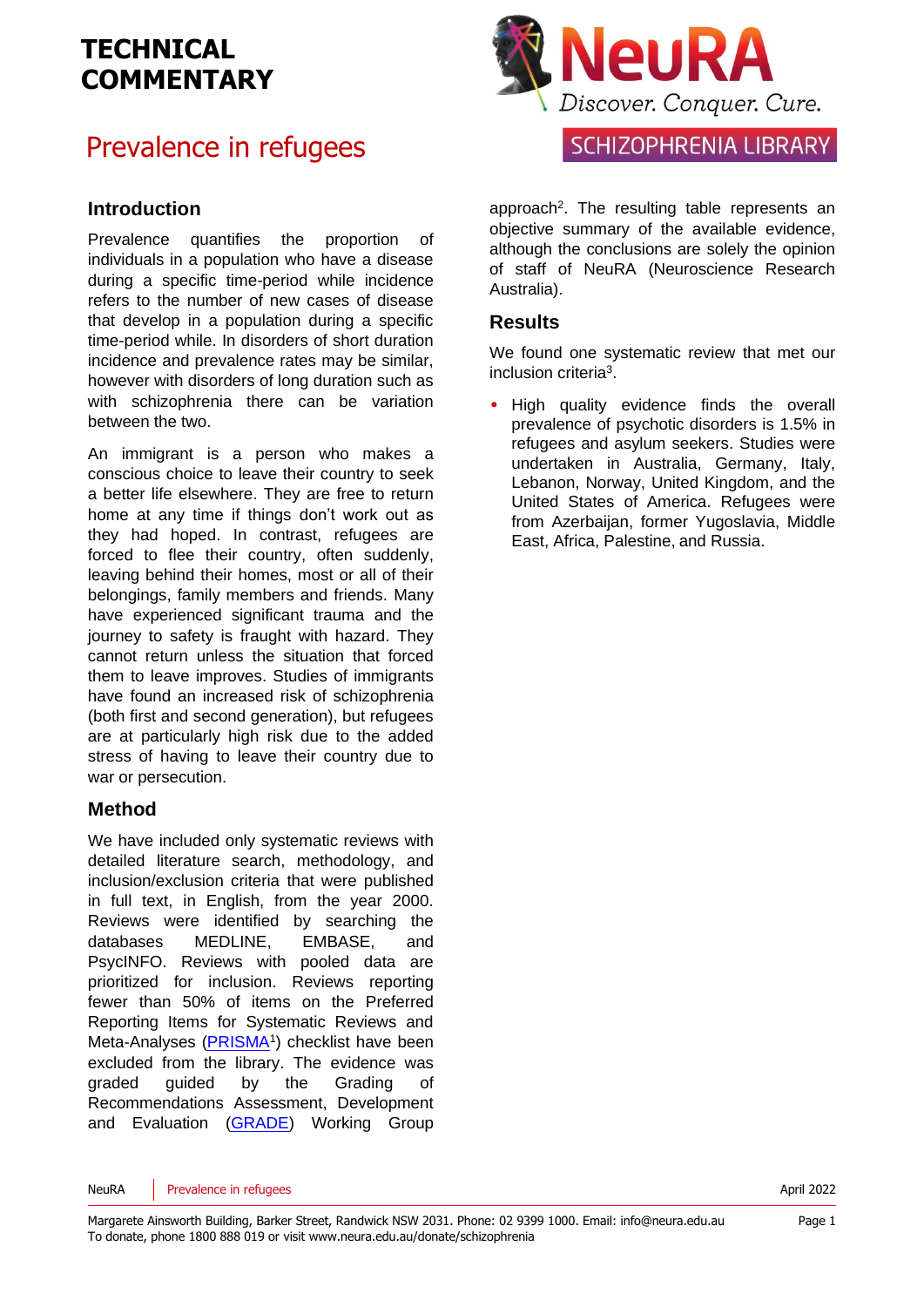TECHNICAL COMMENTARY

# Prevalence in refugees

SCHIZOPHRENIA LIBRARY

## Introduction

Prevalence quantifies the proportion of individuals in a population who have a disease during a specific time-period while incidence refers to the number of new cases of disease that develop in a population during a specific time-period while. In disorders of short duration incidence and prevalence rates may be similar, however with disorders of long duration such as with schizophrenia there can be variation between the two.

An immigrant is a person who makes a conscious choice to leave their country to seek a better life elsewhere. They are free to return home at any time if things don't work out as they had hoped. In contrast, refugees are forced to flee their country, often suddenly, leaving behind their homes, most or all of their belongings, family members and friends. Many have experienced significant trauma and the journey to safety is fraught with hazard. They cannot return unless the situation that forced them to leave improves. Studies of immigrants have found an increased risk of schizophrenia (both first and second generation), but refugees are at particularly high risk due to the added stress of having to leave their country due to war or persecution.

## Method

We have included only systematic reviews with detailed literature search, methodology, and inclusion/exclusion criteria that were published in full text, in English, from the year 2000. Reviews were identified by searching the databases MEDLINE, EMBASE, and PsycINFO. Reviews with pooled data are prioritized for inclusion. Reviews reporting fewer than 50% of items on the Preferred Reporting Items for Systematic Reviews and Meta-Analyses (PRISMA[1]) checklist have been excluded from the library. The evidence was graded guided by the Grading of Recommendations Assessment, Development and Evaluation (GRADE) Working Group approach[2]. The resulting table represents an objective summary of the available evidence, although the conclusions are solely the opinion of staff of NeuRA (Neuroscience Research Australia).

## Results

We found one systematic review that met our inclusion criteria[3].

- High quality evidence finds the overall prevalence of psychotic disorders is 1.5% in refugees and asylum seekers. Studies were undertaken in Australia, Germany, Italy, Lebanon, Norway, United Kingdom, and the United States of America. Refugees were from Azerbaijan, former Yugoslavia, Middle East, Africa, Palestine, and Russia.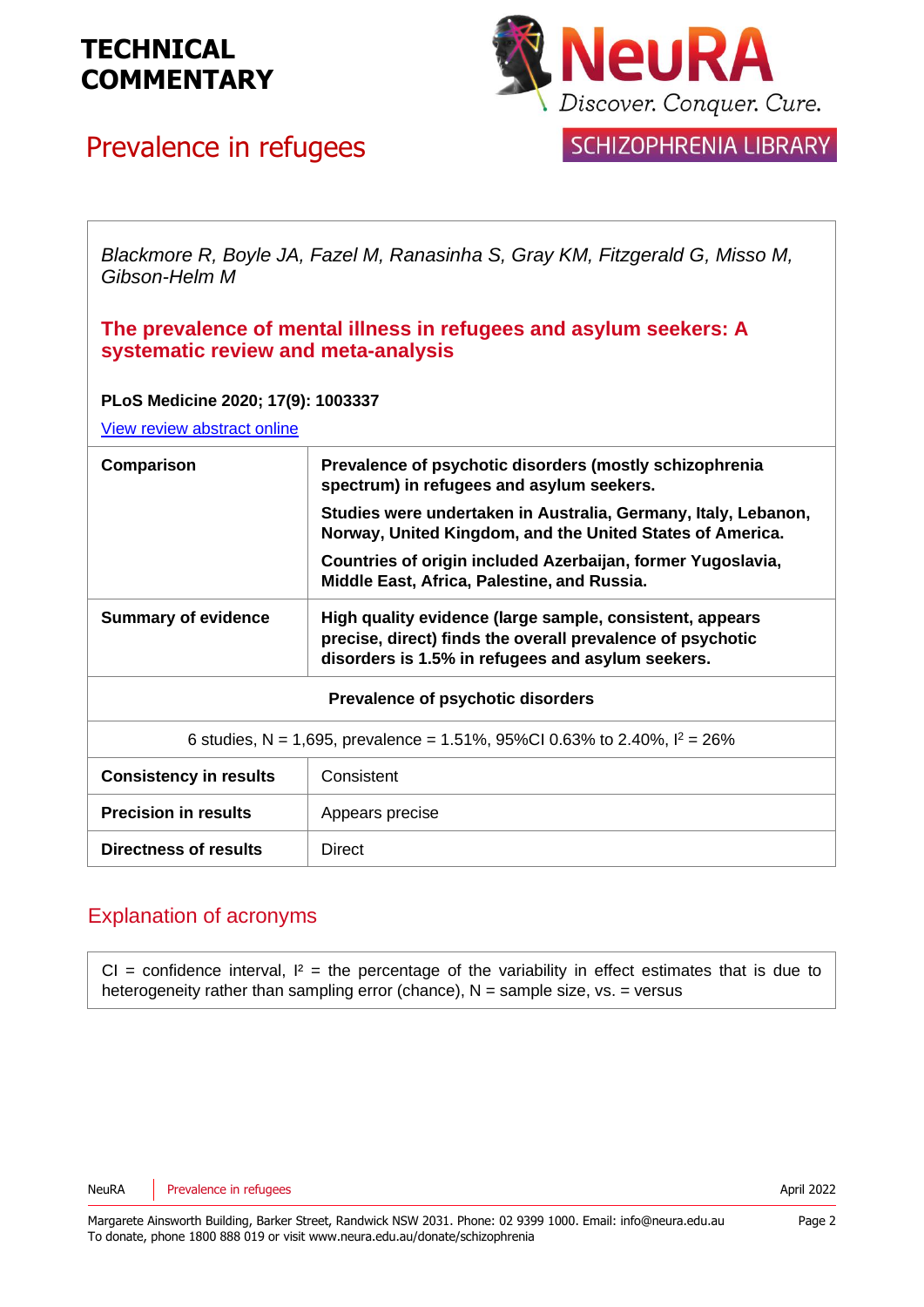# TECHNICAL COMMENTARY

## Prevalence in refugees

NeuRA — Discover. Conquer. Cure.

SCHIZOPHRENIA LIBRARY

*Blackmore R, Boyle JA, Fazel M, Ranasinha S, Gray KM, Fitzgerald G, Misso M, Gibson-Helm M*

**The prevalence of mental illness in refugees and asylum seekers: A systematic review and meta-analysis**

**PLoS Medicine 2020; 17(9): 1003337**

View review abstract online

| | |
|---|---|
| **Comparison** | **Prevalence of psychotic disorders (mostly schizophrenia spectrum) in refugees and asylum seekers.** **Studies were undertaken in Australia, Germany, Italy, Lebanon, Norway, United Kingdom, and the United States of America.** **Countries of origin included Azerbaijan, former Yugoslavia, Middle East, Africa, Palestine, and Russia.** |
| **Summary of evidence** | **High quality evidence (large sample, consistent, appears precise, direct) finds the overall prevalence of psychotic disorders is 1.5% in refugees and asylum seekers.** |
| **Prevalence of psychotic disorders** | |
| 6 studies, N = 1,695, prevalence = 1.51%, 95%CI 0.63% to 2.40%, $I^2$ = 26% | |
| **Consistency in results** | Consistent |
| **Precision in results** | Appears precise |
| **Directness of results** | Direct |

## Explanation of acronyms

CI = confidence interval, $I^2$ = the percentage of the variability in effect estimates that is due to heterogeneity rather than sampling error (chance), N = sample size, vs. = versus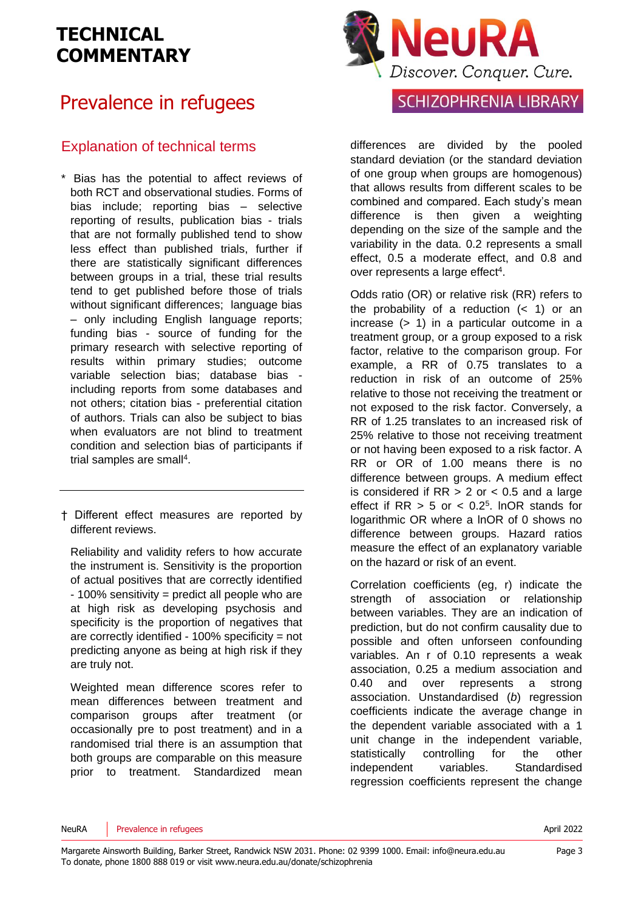# TECHNICAL COMMENTARY

# Prevalence in refugees

## Explanation of technical terms

\* Bias has the potential to affect reviews of both RCT and observational studies. Forms of bias include; reporting bias – selective reporting of results, publication bias - trials that are not formally published tend to show less effect than published trials, further if there are statistically significant differences between groups in a trial, these trial results tend to get published before those of trials without significant differences; language bias – only including English language reports; funding bias - source of funding for the primary research with selective reporting of results within primary studies; outcome variable selection bias; database bias - including reports from some databases and not others; citation bias - preferential citation of authors. Trials can also be subject to bias when evaluators are not blind to treatment condition and selection bias of participants if trial samples are small[4].

---

† Different effect measures are reported by different reviews.

Reliability and validity refers to how accurate the instrument is. Sensitivity is the proportion of actual positives that are correctly identified - 100% sensitivity = predict all people who are at high risk as developing psychosis and specificity is the proportion of negatives that are correctly identified - 100% specificity = not predicting anyone as being at high risk if they are truly not.

Weighted mean difference scores refer to mean differences between treatment and comparison groups after treatment (or occasionally pre to post treatment) and in a randomised trial there is an assumption that both groups are comparable on this measure prior to treatment. Standardised mean differences are divided by the pooled standard deviation (or the standard deviation of one group when groups are homogenous) that allows results from different scales to be combined and compared. Each study's mean difference is then given a weighting depending on the size of the sample and the variability in the data. 0.2 represents a small effect, 0.5 a moderate effect, and 0.8 and over represents a large effect[4].

Odds ratio (OR) or relative risk (RR) refers to the probability of a reduction (< 1) or an increase (> 1) in a particular outcome in a treatment group, or a group exposed to a risk factor, relative to the comparison group. For example, a RR of 0.75 translates to a reduction in risk of an outcome of 25% relative to those not receiving the treatment or not exposed to the risk factor. Conversely, a RR of 1.25 translates to an increased risk of 25% relative to those not receiving treatment or not having been exposed to a risk factor. A RR or OR of 1.00 means there is no difference between groups. A medium effect is considered if RR > 2 or < 0.5 and a large effect if RR > 5 or < 0.2[5]. lnOR stands for logarithmic OR where a lnOR of 0 shows no difference between groups. Hazard ratios measure the effect of an explanatory variable on the hazard or risk of an event.

Correlation coefficients (eg, r) indicate the strength of association or relationship between variables. They are an indication of prediction, but do not confirm causality due to possible and often unforseen confounding variables. An r of 0.10 represents a weak association, 0.25 a medium association and 0.40 and over represents a strong association. Unstandardised (*b*) regression coefficients indicate the average change in the dependent variable associated with a 1 unit change in the independent variable, statistically controlling for the other independent variables. Standardised regression coefficients represent the change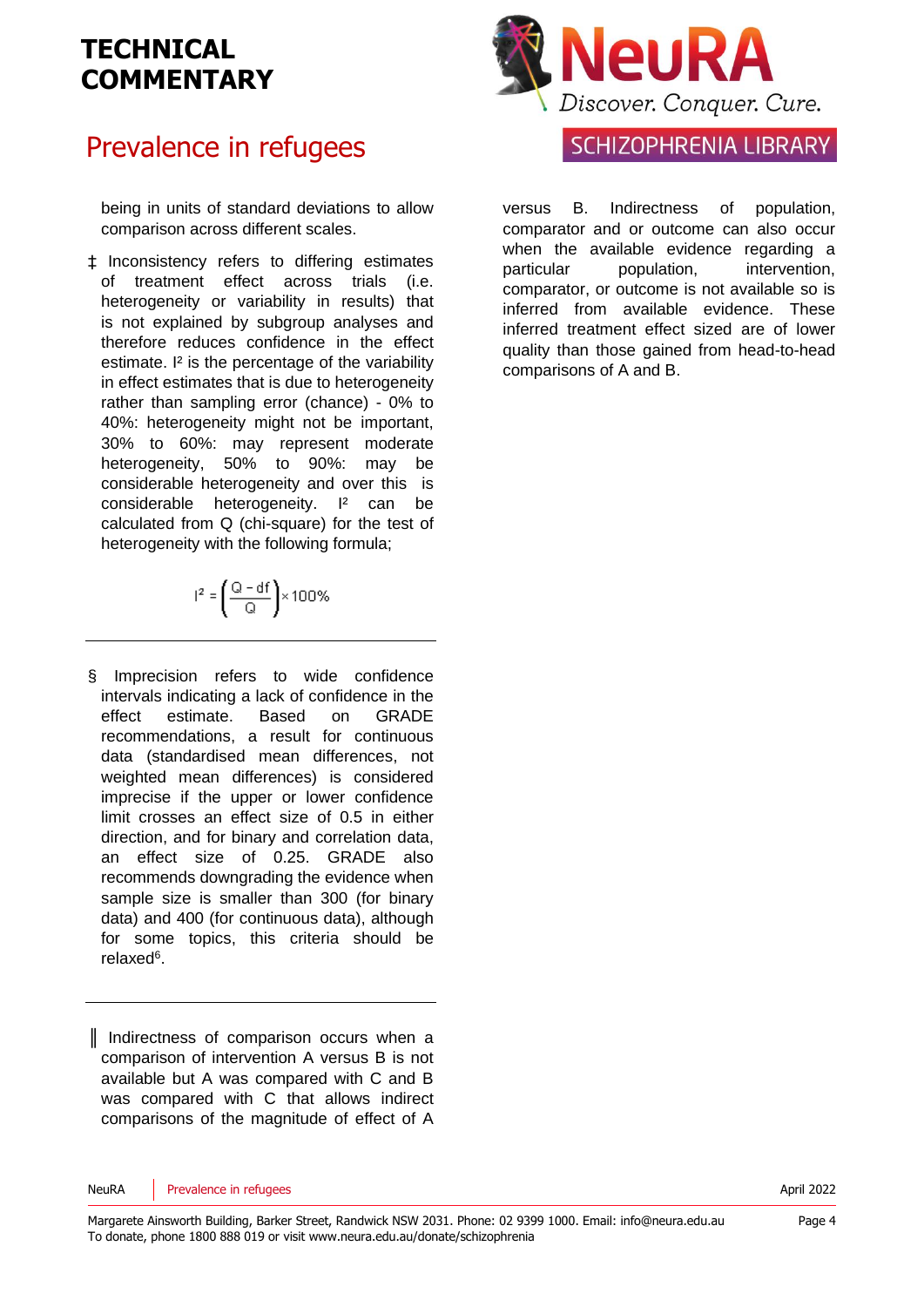being in units of standard deviations to allow comparison across different scales.

‡ Inconsistency refers to differing estimates of treatment effect across trials (i.e. heterogeneity or variability in results) that is not explained by subgroup analyses and therefore reduces confidence in the effect estimate. I² is the percentage of the variability in effect estimates that is due to heterogeneity rather than sampling error (chance) - 0% to 40%: heterogeneity might not be important, 30% to 60%: may represent moderate heterogeneity, 50% to 90%: may be considerable heterogeneity and over this is considerable heterogeneity. I² can be calculated from Q (chi-square) for the test of heterogeneity with the following formula;

$$I^2 = \left(\frac{Q - df}{Q}\right) \times 100\%$$

---

§ Imprecision refers to wide confidence intervals indicating a lack of confidence in the effect estimate. Based on GRADE recommendations, a result for continuous data (standardised mean differences, not weighted mean differences) is considered imprecise if the upper or lower confidence limit crosses an effect size of 0.5 in either direction, and for binary and correlation data, an effect size of 0.25. GRADE also recommends downgrading the evidence when sample size is smaller than 300 (for binary data) and 400 (for continuous data), although for some topics, this criteria should be relaxed[6].

---

‖ Indirectness of comparison occurs when a comparison of intervention A versus B is not available but A was compared with C and B was compared with C that allows indirect comparisons of the magnitude of effect of A versus B. Indirectness of population, comparator and or outcome can also occur when the available evidence regarding a particular population, intervention, comparator, or outcome is not available so is inferred from available evidence. These inferred treatment effect sized are of lower quality than those gained from head-to-head comparisons of A and B.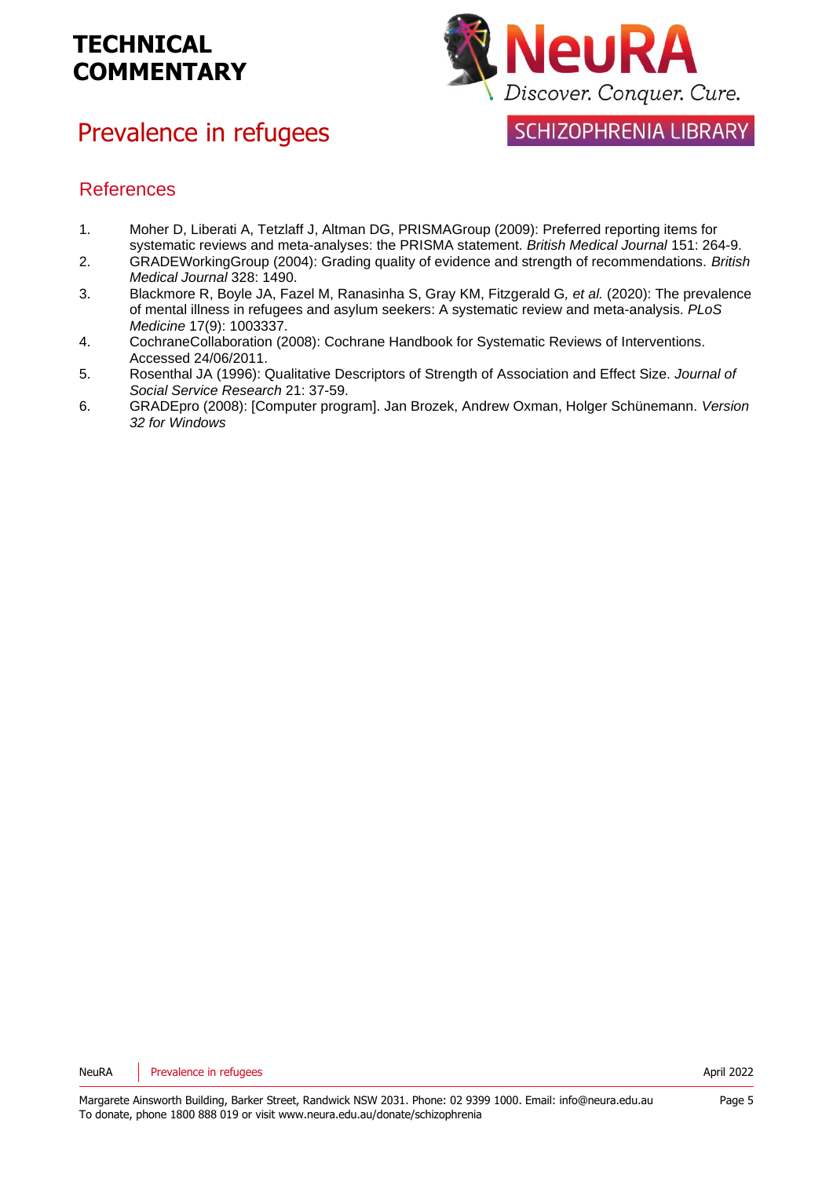## References

1. Moher D, Liberati A, Tetzlaff J, Altman DG, PRISMAGroup (2009): Preferred reporting items for systematic reviews and meta-analyses: the PRISMA statement. *British Medical Journal* 151: 264-9.
2. GRADEWorkingGroup (2004): Grading quality of evidence and strength of recommendations. *British Medical Journal* 328: 1490.
3. Blackmore R, Boyle JA, Fazel M, Ranasinha S, Gray KM, Fitzgerald G*, et al.* (2020): The prevalence of mental illness in refugees and asylum seekers: A systematic review and meta-analysis. *PLoS Medicine* 17(9): 1003337.
4. CochraneCollaboration (2008): Cochrane Handbook for Systematic Reviews of Interventions. Accessed 24/06/2011.
5. Rosenthal JA (1996): Qualitative Descriptors of Strength of Association and Effect Size. *Journal of Social Service Research* 21: 37-59.
6. GRADEpro (2008): [Computer program]. Jan Brozek, Andrew Oxman, Holger Schünemann. *Version 32 for Windows*